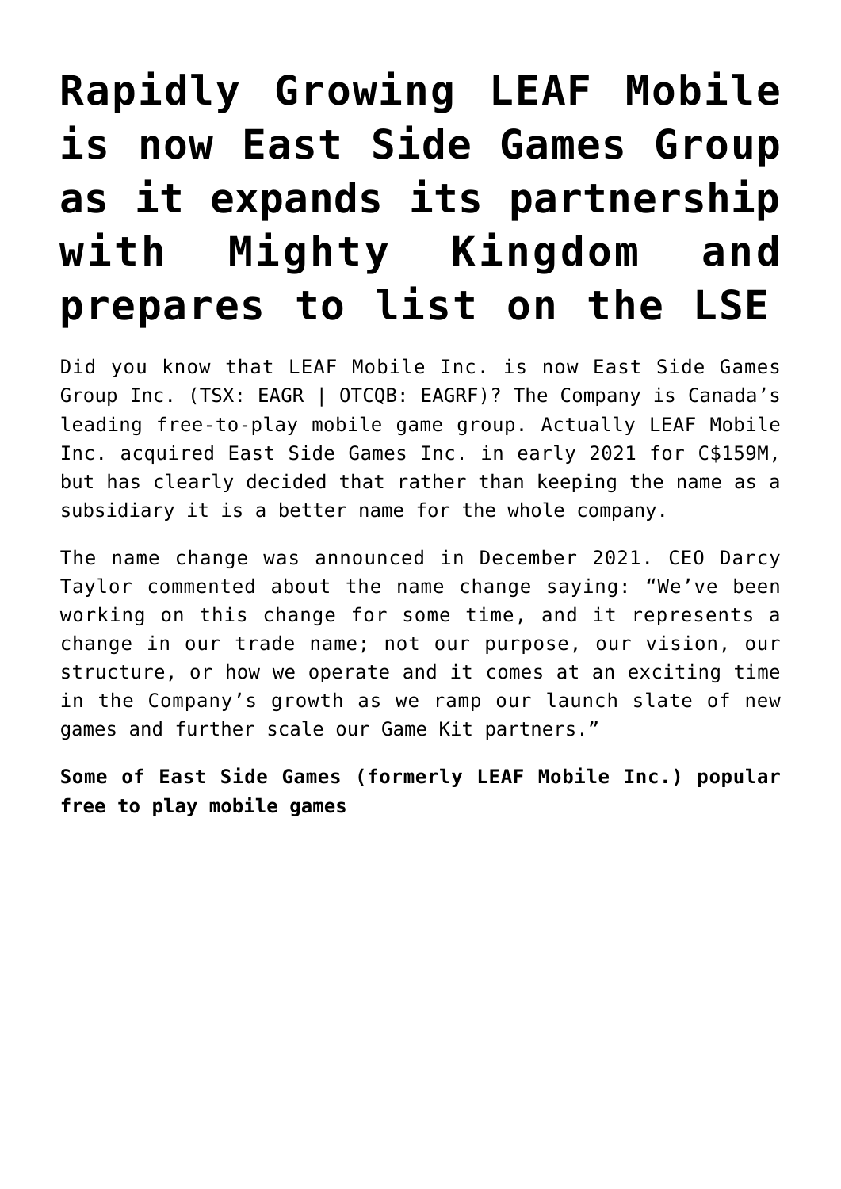# Rapidly Growing LEAF Mobile is now East Side Games Group as it expands its partnership with Mighty Kingdom and prepares to list on the LSE

Did you know that LEAF Mobile Inc. is now East Side Games Group Inc. (TSX: EAGR | OTCQB: EAGRF)? The Company is Canada's leading free-to-play mobile game group. Actually LEAF Mobile Inc. acquired East Side Games Inc. in early 2021 for C$159M, but has clearly decided that rather than keeping the name as a subsidiary it is a better name for the whole company.

The name change was announced in December 2021. CEO Darcy Taylor commented about the name change saying: "We've been working on this change for some time, and it represents a change in our trade name; not our purpose, our vision, our structure, or how we operate and it comes at an exciting time in the Company's growth as we ramp our launch slate of new games and further scale our Game Kit partners."

**Some of East Side Games (formerly LEAF Mobile Inc.) popular free to play mobile games**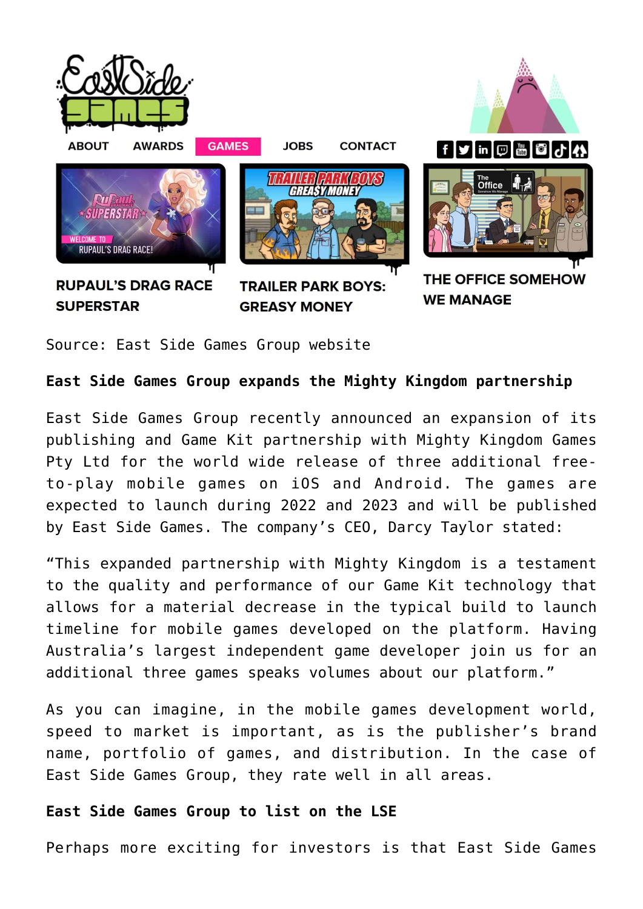Source: East Side Games Group website

**East Side Games Group expands the Mighty Kingdom partnership**

East Side Games Group recently announced an expansion of its publishing and Game Kit partnership with Mighty Kingdom Games Pty Ltd for the world wide release of three additional free-to-play mobile games on iOS and Android. The games are expected to launch during 2022 and 2023 and will be published by East Side Games. The company's CEO, Darcy Taylor stated:

"This expanded partnership with Mighty Kingdom is a testament to the quality and performance of our Game Kit technology that allows for a material decrease in the typical build to launch timeline for mobile games developed on the platform. Having Australia's largest independent game developer join us for an additional three games speaks volumes about our platform."

As you can imagine, in the mobile games development world, speed to market is important, as is the publisher's brand name, portfolio of games, and distribution. In the case of East Side Games Group, they rate well in all areas.

**East Side Games Group to list on the LSE**

Perhaps more exciting for investors is that East Side Games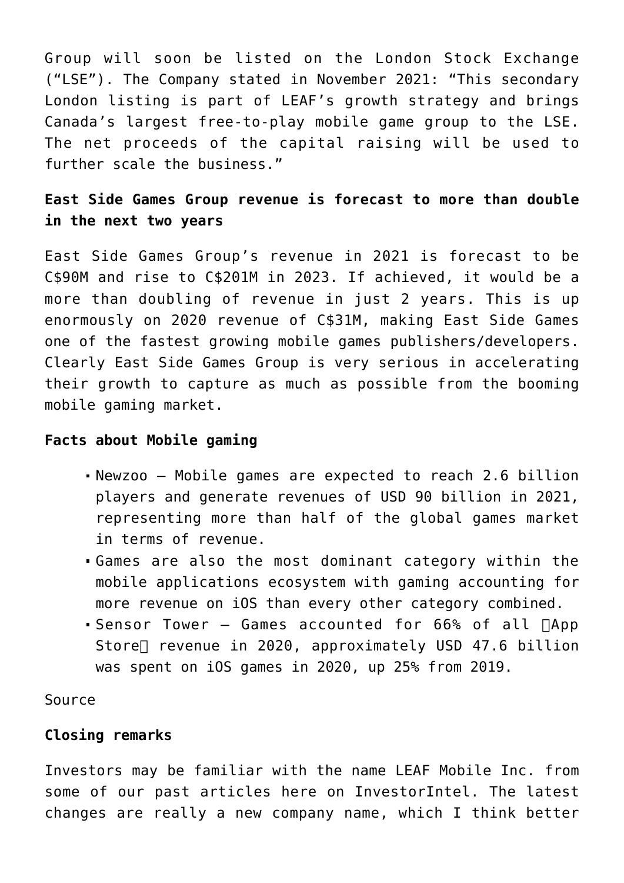Group will soon be listed on the London Stock Exchange (“LSE”). The Company stated in November 2021: “This secondary London listing is part of LEAF’s growth strategy and brings Canada’s largest free-to-play mobile game group to the LSE. The net proceeds of the capital raising will be used to further scale the business.”

**East Side Games Group revenue is forecast to more than double in the next two years**

East Side Games Group’s revenue in 2021 is forecast to be C$90M and rise to C$201M in 2023. If achieved, it would be a more than doubling of revenue in just 2 years. This is up enormously on 2020 revenue of C$31M, making East Side Games one of the fastest growing mobile games publishers/developers. Clearly East Side Games Group is very serious in accelerating their growth to capture as much as possible from the booming mobile gaming market.

**Facts about Mobile gaming**

- Newzoo – Mobile games are expected to reach 2.6 billion players and generate revenues of USD 90 billion in 2021, representing more than half of the global games market in terms of revenue.
- Games are also the most dominant category within the mobile applications ecosystem with gaming accounting for more revenue on iOS than every other category combined.
- Sensor Tower – Games accounted for 66% of all App Store revenue in 2020, approximately USD 47.6 billion was spent on iOS games in 2020, up 25% from 2019.

Source

**Closing remarks**

Investors may be familiar with the name LEAF Mobile Inc. from some of our past articles here on InvestorIntel. The latest changes are really a new company name, which I think better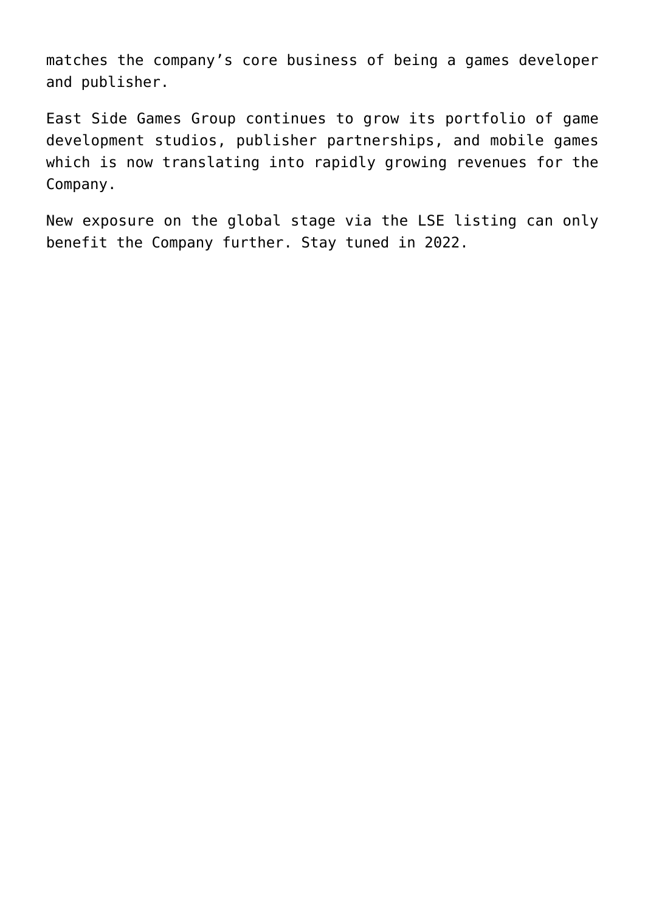matches the company's core business of being a games developer and publisher.

East Side Games Group continues to grow its portfolio of game development studios, publisher partnerships, and mobile games which is now translating into rapidly growing revenues for the Company.

New exposure on the global stage via the LSE listing can only benefit the Company further. Stay tuned in 2022.